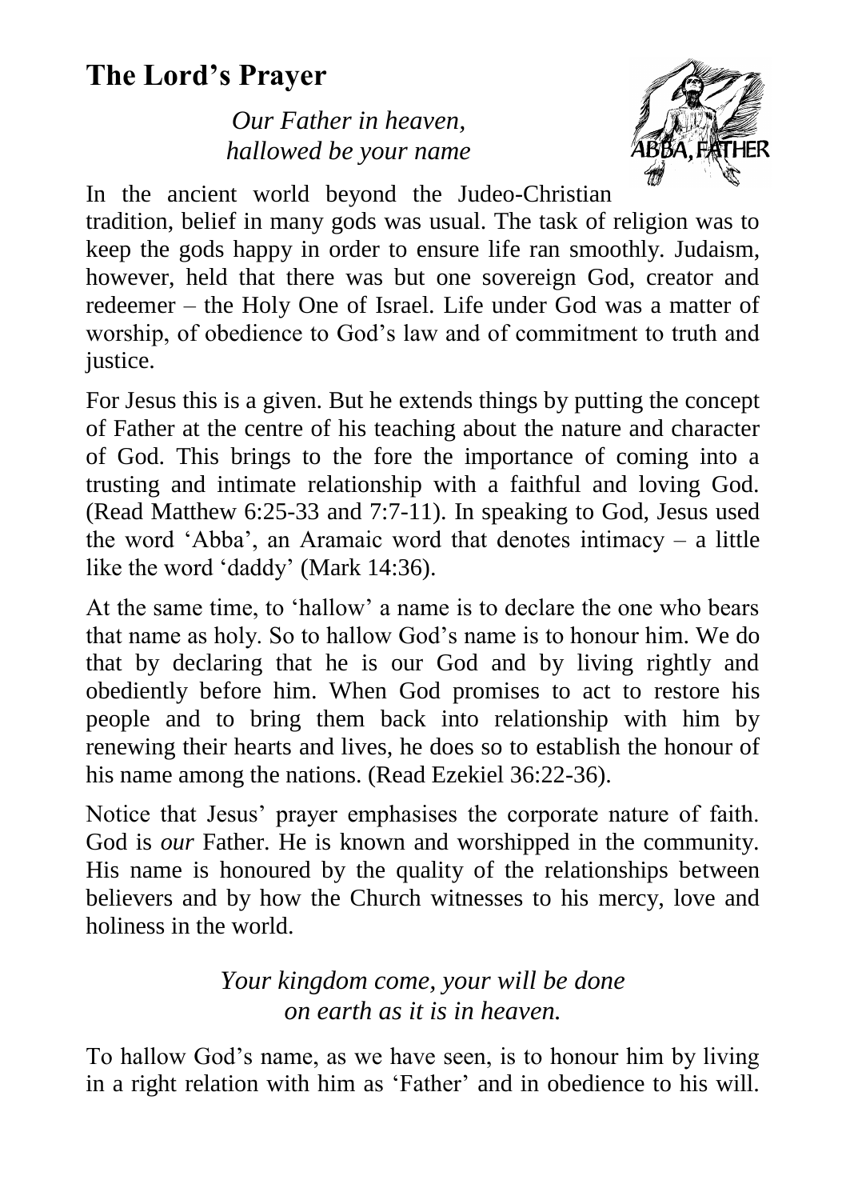## The Lord's Prayer

*Our Father in heaven,*
*hallowed be your name*

In the ancient world beyond the Judeo-Christian tradition, belief in many gods was usual. The task of religion was to keep the gods happy in order to ensure life ran smoothly. Judaism, however, held that there was but one sovereign God, creator and redeemer – the Holy One of Israel. Life under God was a matter of worship, of obedience to God's law and of commitment to truth and justice.

For Jesus this is a given. But he extends things by putting the concept of Father at the centre of his teaching about the nature and character of God. This brings to the fore the importance of coming into a trusting and intimate relationship with a faithful and loving God. (Read Matthew 6:25-33 and 7:7-11). In speaking to God, Jesus used the word 'Abba', an Aramaic word that denotes intimacy – a little like the word 'daddy' (Mark 14:36).

At the same time, to 'hallow' a name is to declare the one who bears that name as holy. So to hallow God's name is to honour him. We do that by declaring that he is our God and by living rightly and obediently before him. When God promises to act to restore his people and to bring them back into relationship with him by renewing their hearts and lives, he does so to establish the honour of his name among the nations. (Read Ezekiel 36:22-36).

Notice that Jesus' prayer emphasises the corporate nature of faith. God is *our* Father. He is known and worshipped in the community. His name is honoured by the quality of the relationships between believers and by how the Church witnesses to his mercy, love and holiness in the world.

*Your kingdom come, your will be done*
*on earth as it is in heaven.*

To hallow God's name, as we have seen, is to honour him by living in a right relation with him as 'Father' and in obedience to his will.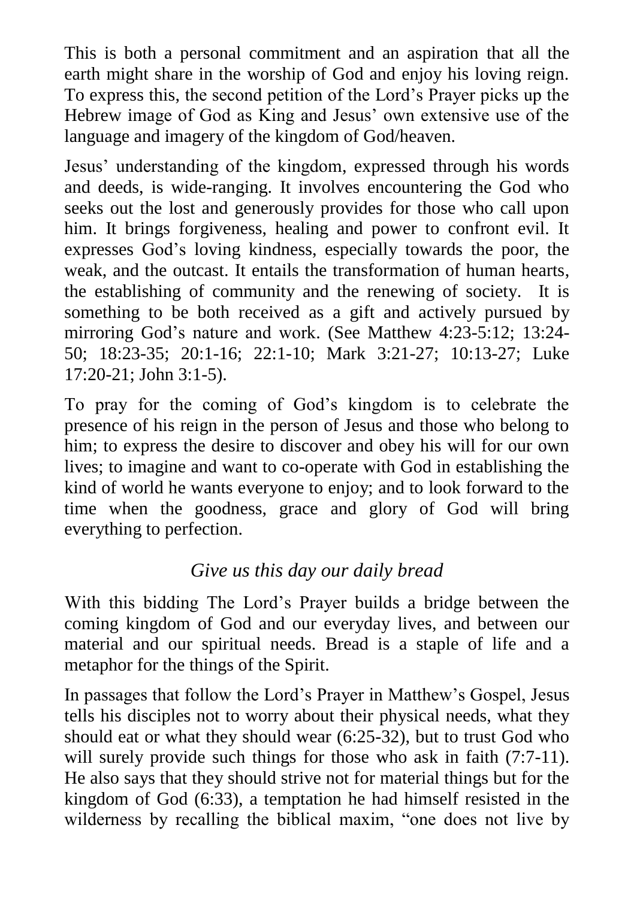This is both a personal commitment and an aspiration that all the earth might share in the worship of God and enjoy his loving reign. To express this, the second petition of the Lord's Prayer picks up the Hebrew image of God as King and Jesus' own extensive use of the language and imagery of the kingdom of God/heaven.

Jesus' understanding of the kingdom, expressed through his words and deeds, is wide-ranging. It involves encountering the God who seeks out the lost and generously provides for those who call upon him. It brings forgiveness, healing and power to confront evil. It expresses God's loving kindness, especially towards the poor, the weak, and the outcast. It entails the transformation of human hearts, the establishing of community and the renewing of society. It is something to be both received as a gift and actively pursued by mirroring God's nature and work. (See Matthew 4:23-5:12; 13:24-50; 18:23-35; 20:1-16; 22:1-10; Mark 3:21-27; 10:13-27; Luke 17:20-21; John 3:1-5).

To pray for the coming of God's kingdom is to celebrate the presence of his reign in the person of Jesus and those who belong to him; to express the desire to discover and obey his will for our own lives; to imagine and want to co-operate with God in establishing the kind of world he wants everyone to enjoy; and to look forward to the time when the goodness, grace and glory of God will bring everything to perfection.

### *Give us this day our daily bread*

With this bidding The Lord's Prayer builds a bridge between the coming kingdom of God and our everyday lives, and between our material and our spiritual needs. Bread is a staple of life and a metaphor for the things of the Spirit.

In passages that follow the Lord's Prayer in Matthew's Gospel, Jesus tells his disciples not to worry about their physical needs, what they should eat or what they should wear (6:25-32), but to trust God who will surely provide such things for those who ask in faith (7:7-11). He also says that they should strive not for material things but for the kingdom of God (6:33), a temptation he had himself resisted in the wilderness by recalling the biblical maxim, "one does not live by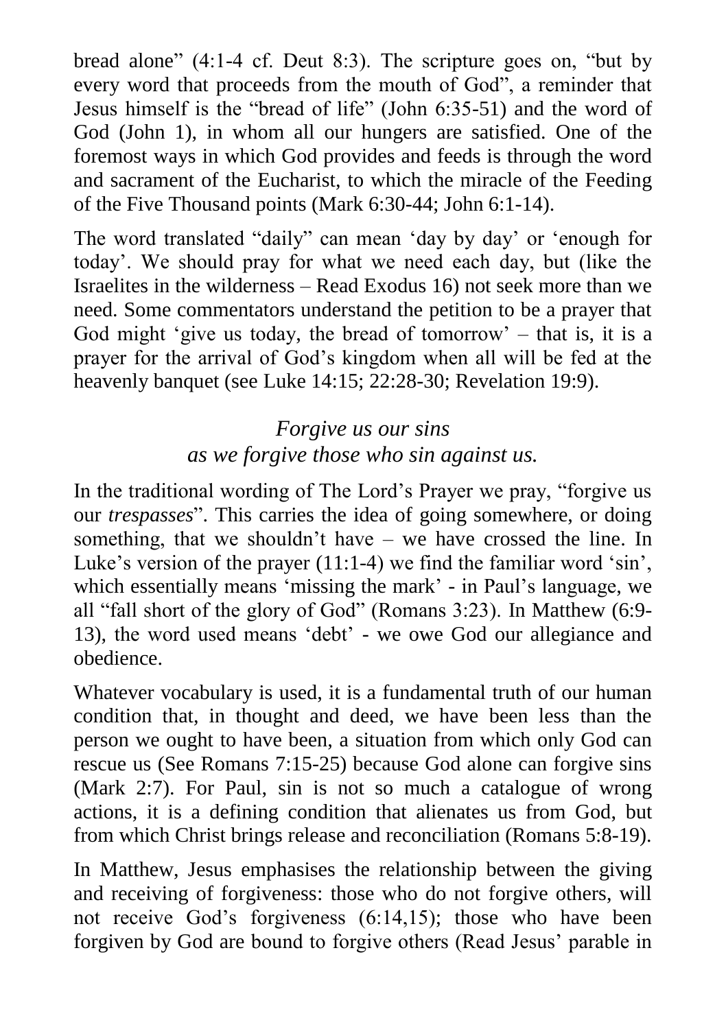bread alone" (4:1-4 cf. Deut 8:3). The scripture goes on, "but by every word that proceeds from the mouth of God", a reminder that Jesus himself is the "bread of life" (John 6:35-51) and the word of God (John 1), in whom all our hungers are satisfied. One of the foremost ways in which God provides and feeds is through the word and sacrament of the Eucharist, to which the miracle of the Feeding of the Five Thousand points (Mark 6:30-44; John 6:1-14).

The word translated "daily" can mean 'day by day' or 'enough for today'. We should pray for what we need each day, but (like the Israelites in the wilderness – Read Exodus 16) not seek more than we need. Some commentators understand the petition to be a prayer that God might 'give us today, the bread of tomorrow' – that is, it is a prayer for the arrival of God's kingdom when all will be fed at the heavenly banquet (see Luke 14:15; 22:28-30; Revelation 19:9).

*Forgive us our sins*
*as we forgive those who sin against us.*

In the traditional wording of The Lord's Prayer we pray, "forgive us our *trespasses*". This carries the idea of going somewhere, or doing something, that we shouldn't have – we have crossed the line. In Luke's version of the prayer (11:1-4) we find the familiar word 'sin', which essentially means 'missing the mark' - in Paul's language, we all "fall short of the glory of God" (Romans 3:23). In Matthew (6:9-13), the word used means 'debt' - we owe God our allegiance and obedience.

Whatever vocabulary is used, it is a fundamental truth of our human condition that, in thought and deed, we have been less than the person we ought to have been, a situation from which only God can rescue us (See Romans 7:15-25) because God alone can forgive sins (Mark 2:7). For Paul, sin is not so much a catalogue of wrong actions, it is a defining condition that alienates us from God, but from which Christ brings release and reconciliation (Romans 5:8-19).

In Matthew, Jesus emphasises the relationship between the giving and receiving of forgiveness: those who do not forgive others, will not receive God's forgiveness (6:14,15); those who have been forgiven by God are bound to forgive others (Read Jesus' parable in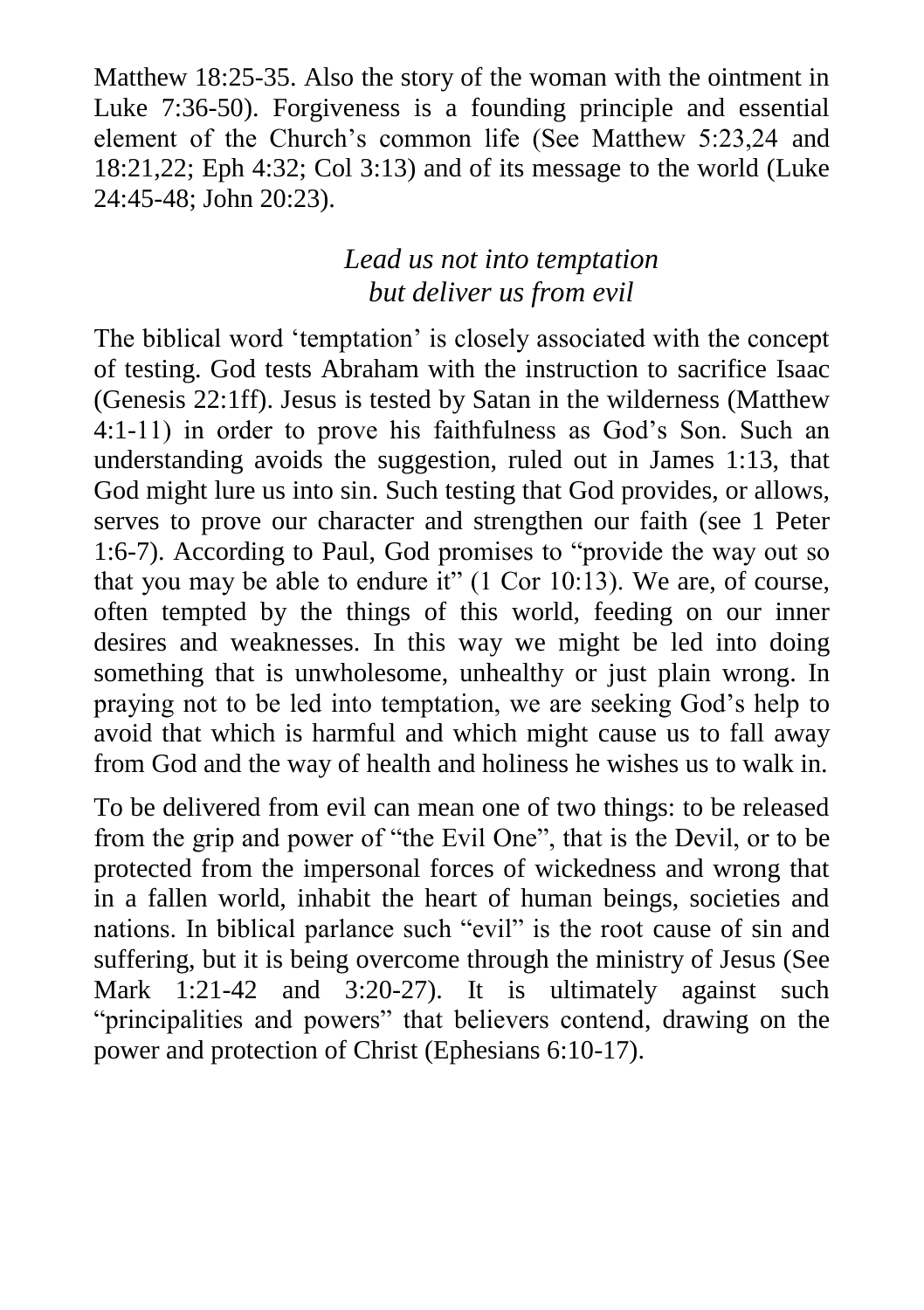Matthew 18:25-35. Also the story of the woman with the ointment in Luke 7:36-50). Forgiveness is a founding principle and essential element of the Church's common life (See Matthew 5:23,24 and 18:21,22; Eph 4:32; Col 3:13) and of its message to the world (Luke 24:45-48; John 20:23).

### *Lead us not into temptation but deliver us from evil*

The biblical word 'temptation' is closely associated with the concept of testing. God tests Abraham with the instruction to sacrifice Isaac (Genesis 22:1ff). Jesus is tested by Satan in the wilderness (Matthew 4:1-11) in order to prove his faithfulness as God's Son. Such an understanding avoids the suggestion, ruled out in James 1:13, that God might lure us into sin. Such testing that God provides, or allows, serves to prove our character and strengthen our faith (see 1 Peter 1:6-7). According to Paul, God promises to "provide the way out so that you may be able to endure it" (1 Cor 10:13). We are, of course, often tempted by the things of this world, feeding on our inner desires and weaknesses. In this way we might be led into doing something that is unwholesome, unhealthy or just plain wrong. In praying not to be led into temptation, we are seeking God's help to avoid that which is harmful and which might cause us to fall away from God and the way of health and holiness he wishes us to walk in.

To be delivered from evil can mean one of two things: to be released from the grip and power of "the Evil One", that is the Devil, or to be protected from the impersonal forces of wickedness and wrong that in a fallen world, inhabit the heart of human beings, societies and nations. In biblical parlance such "evil" is the root cause of sin and suffering, but it is being overcome through the ministry of Jesus (See Mark 1:21-42 and 3:20-27). It is ultimately against such "principalities and powers" that believers contend, drawing on the power and protection of Christ (Ephesians 6:10-17).